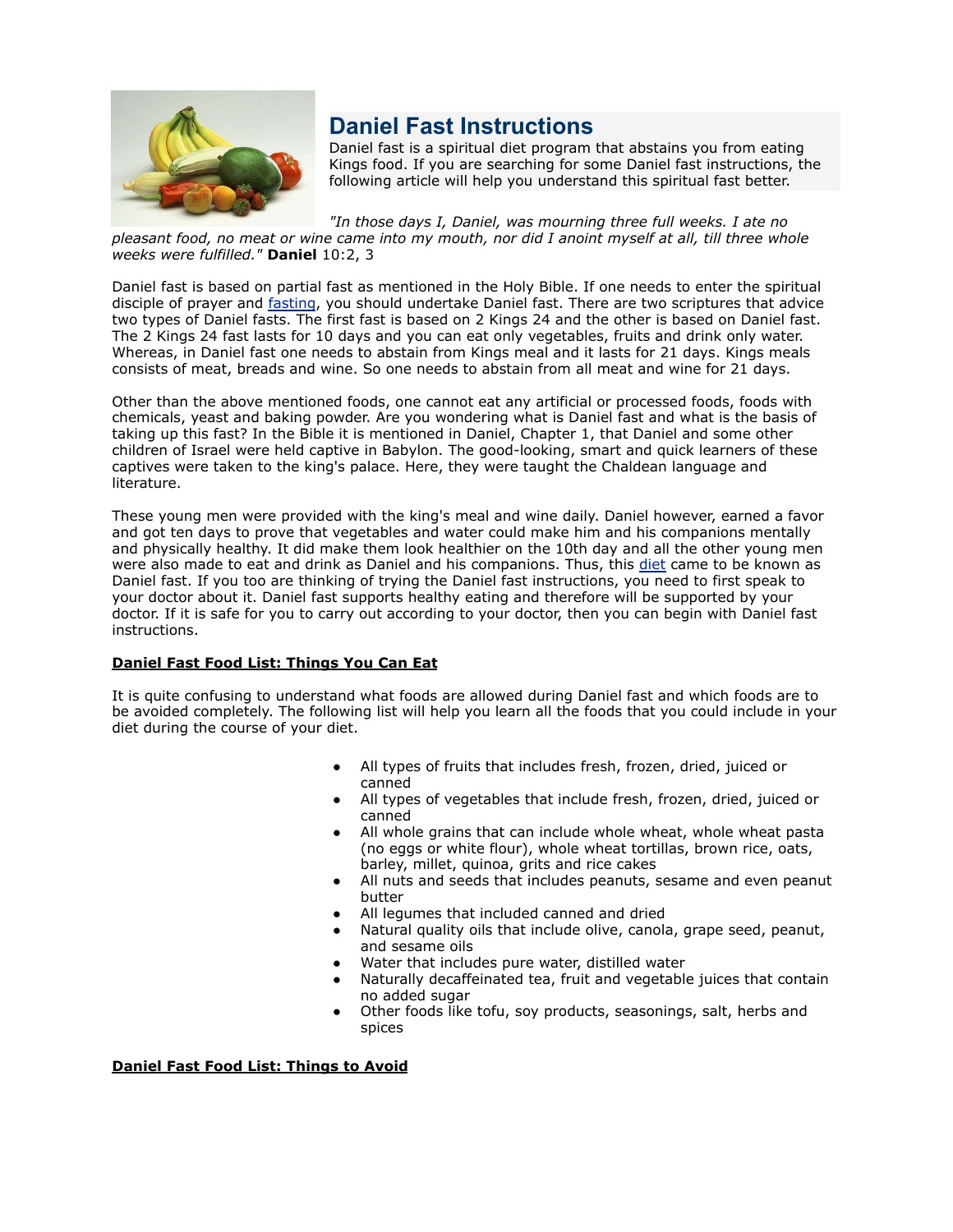# Daniel Fast Instructions

Daniel fast is a spiritual diet program that abstains you from eating Kings food. If you are searching for some Daniel fast instructions, the following article will help you understand this spiritual fast better.

*"In those days I, Daniel, was mourning three full weeks. I ate no pleasant food, no meat or wine came into my mouth, nor did I anoint myself at all, till three whole weeks were fulfilled."* **Daniel** 10:2, 3

Daniel fast is based on partial fast as mentioned in the Holy Bible. If one needs to enter the spiritual disciple of prayer and fasting, you should undertake Daniel fast. There are two scriptures that advice two types of Daniel fasts. The first fast is based on 2 Kings 24 and the other is based on Daniel fast. The 2 Kings 24 fast lasts for 10 days and you can eat only vegetables, fruits and drink only water. Whereas, in Daniel fast one needs to abstain from Kings meal and it lasts for 21 days. Kings meals consists of meat, breads and wine. So one needs to abstain from all meat and wine for 21 days.

Other than the above mentioned foods, one cannot eat any artificial or processed foods, foods with chemicals, yeast and baking powder. Are you wondering what is Daniel fast and what is the basis of taking up this fast? In the Bible it is mentioned in Daniel, Chapter 1, that Daniel and some other children of Israel were held captive in Babylon. The good-looking, smart and quick learners of these captives were taken to the king's palace. Here, they were taught the Chaldean language and literature.

These young men were provided with the king's meal and wine daily. Daniel however, earned a favor and got ten days to prove that vegetables and water could make him and his companions mentally and physically healthy. It did make them look healthier on the 10th day and all the other young men were also made to eat and drink as Daniel and his companions. Thus, this diet came to be known as Daniel fast. If you too are thinking of trying the Daniel fast instructions, you need to first speak to your doctor about it. Daniel fast supports healthy eating and therefore will be supported by your doctor. If it is safe for you to carry out according to your doctor, then you can begin with Daniel fast instructions.

### Daniel Fast Food List: Things You Can Eat

It is quite confusing to understand what foods are allowed during Daniel fast and which foods are to be avoided completely. The following list will help you learn all the foods that you could include in your diet during the course of your diet.

- All types of fruits that includes fresh, frozen, dried, juiced or canned
- All types of vegetables that include fresh, frozen, dried, juiced or canned
- All whole grains that can include whole wheat, whole wheat pasta (no eggs or white flour), whole wheat tortillas, brown rice, oats, barley, millet, quinoa, grits and rice cakes
- All nuts and seeds that includes peanuts, sesame and even peanut butter
- All legumes that included canned and dried
- Natural quality oils that include olive, canola, grape seed, peanut, and sesame oils
- Water that includes pure water, distilled water
- Naturally decaffeinated tea, fruit and vegetable juices that contain no added sugar
- Other foods like tofu, soy products, seasonings, salt, herbs and spices

### Daniel Fast Food List: Things to Avoid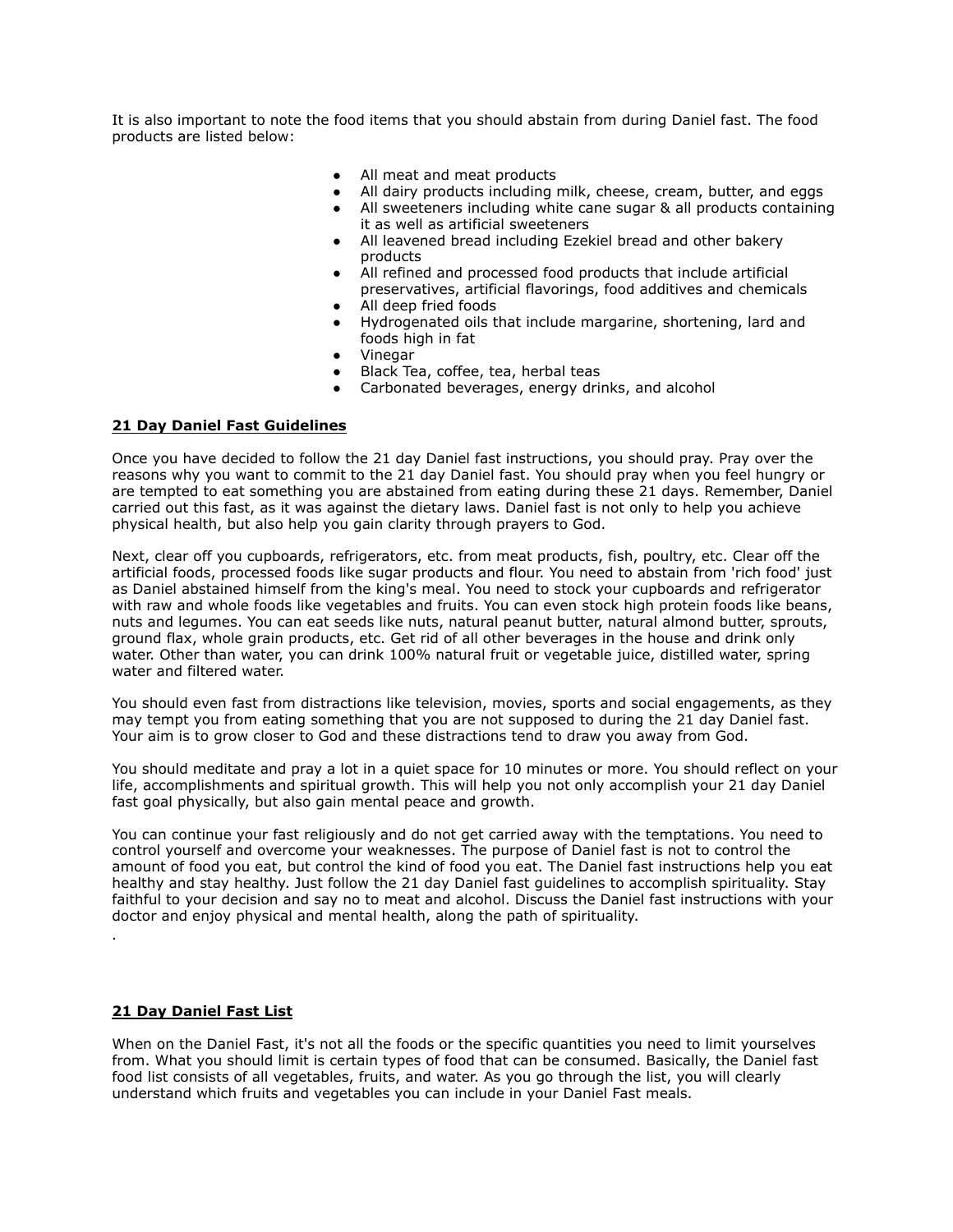It is also important to note the food items that you should abstain from during Daniel fast. The food products are listed below:

- All meat and meat products
- All dairy products including milk, cheese, cream, butter, and eggs
- All sweeteners including white cane sugar & all products containing it as well as artificial sweeteners
- All leavened bread including Ezekiel bread and other bakery products
- All refined and processed food products that include artificial preservatives, artificial flavorings, food additives and chemicals
- All deep fried foods
- Hydrogenated oils that include margarine, shortening, lard and foods high in fat
- Vinegar
- Black Tea, coffee, tea, herbal teas
- Carbonated beverages, energy drinks, and alcohol

**21 Day Daniel Fast Guidelines**

Once you have decided to follow the 21 day Daniel fast instructions, you should pray. Pray over the reasons why you want to commit to the 21 day Daniel fast. You should pray when you feel hungry or are tempted to eat something you are abstained from eating during these 21 days. Remember, Daniel carried out this fast, as it was against the dietary laws. Daniel fast is not only to help you achieve physical health, but also help you gain clarity through prayers to God.

Next, clear off you cupboards, refrigerators, etc. from meat products, fish, poultry, etc. Clear off the artificial foods, processed foods like sugar products and flour. You need to abstain from 'rich food' just as Daniel abstained himself from the king's meal. You need to stock your cupboards and refrigerator with raw and whole foods like vegetables and fruits. You can even stock high protein foods like beans, nuts and legumes. You can eat seeds like nuts, natural peanut butter, natural almond butter, sprouts, ground flax, whole grain products, etc. Get rid of all other beverages in the house and drink only water. Other than water, you can drink 100% natural fruit or vegetable juice, distilled water, spring water and filtered water.

You should even fast from distractions like television, movies, sports and social engagements, as they may tempt you from eating something that you are not supposed to during the 21 day Daniel fast. Your aim is to grow closer to God and these distractions tend to draw you away from God.

You should meditate and pray a lot in a quiet space for 10 minutes or more. You should reflect on your life, accomplishments and spiritual growth. This will help you not only accomplish your 21 day Daniel fast goal physically, but also gain mental peace and growth.

You can continue your fast religiously and do not get carried away with the temptations. You need to control yourself and overcome your weaknesses. The purpose of Daniel fast is not to control the amount of food you eat, but control the kind of food you eat. The Daniel fast instructions help you eat healthy and stay healthy. Just follow the 21 day Daniel fast guidelines to accomplish spirituality. Stay faithful to your decision and say no to meat and alcohol. Discuss the Daniel fast instructions with your doctor and enjoy physical and mental health, along the path of spirituality.

.

**21 Day Daniel Fast List**

When on the Daniel Fast, it's not all the foods or the specific quantities you need to limit yourselves from. What you should limit is certain types of food that can be consumed. Basically, the Daniel fast food list consists of all vegetables, fruits, and water. As you go through the list, you will clearly understand which fruits and vegetables you can include in your Daniel Fast meals.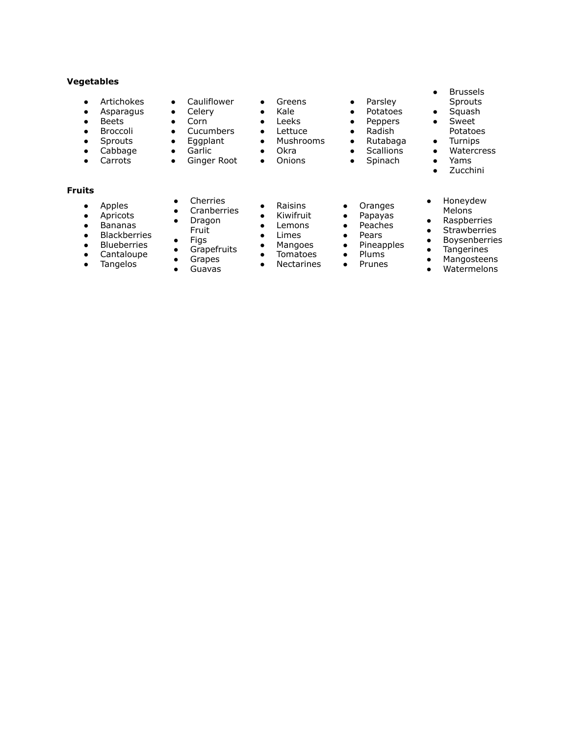**Vegetables**

- Artichokes
- Asparagus
- Beets
- Broccoli
- Sprouts
- Cabbage
- Carrots
- Cauliflower
- Celery
- Corn
- Cucumbers
- Eggplant
- Garlic
- Ginger Root
- Greens
- Kale
- Leeks
- Lettuce
- Mushrooms
- Okra
- Onions
- Parsley
- Potatoes
- Peppers
- Radish
- Rutabaga
- Scallions
- Spinach
- Brussels Sprouts
- Squash
- Sweet Potatoes
- Turnips
- Watercress
- Yams
- Zucchini

**Fruits**

- Apples
- Apricots
- Bananas
- Blackberries
- Blueberries
- Cantaloupe
- Tangelos
- Cherries
- Cranberries
- Dragon Fruit
- Figs
- Grapefruits
- Grapes
- Guavas
- Raisins
- Kiwifruit
- Lemons
- Limes
- Mangoes
- Tomatoes
- Nectarines
- Oranges
- Papayas
- Peaches
- Pears
- Pineapples
- Plums
- Prunes
- Honeydew Melons
- Raspberries
- Strawberries
- Boysenberries
- Tangerines
- Mangosteens
- Watermelons